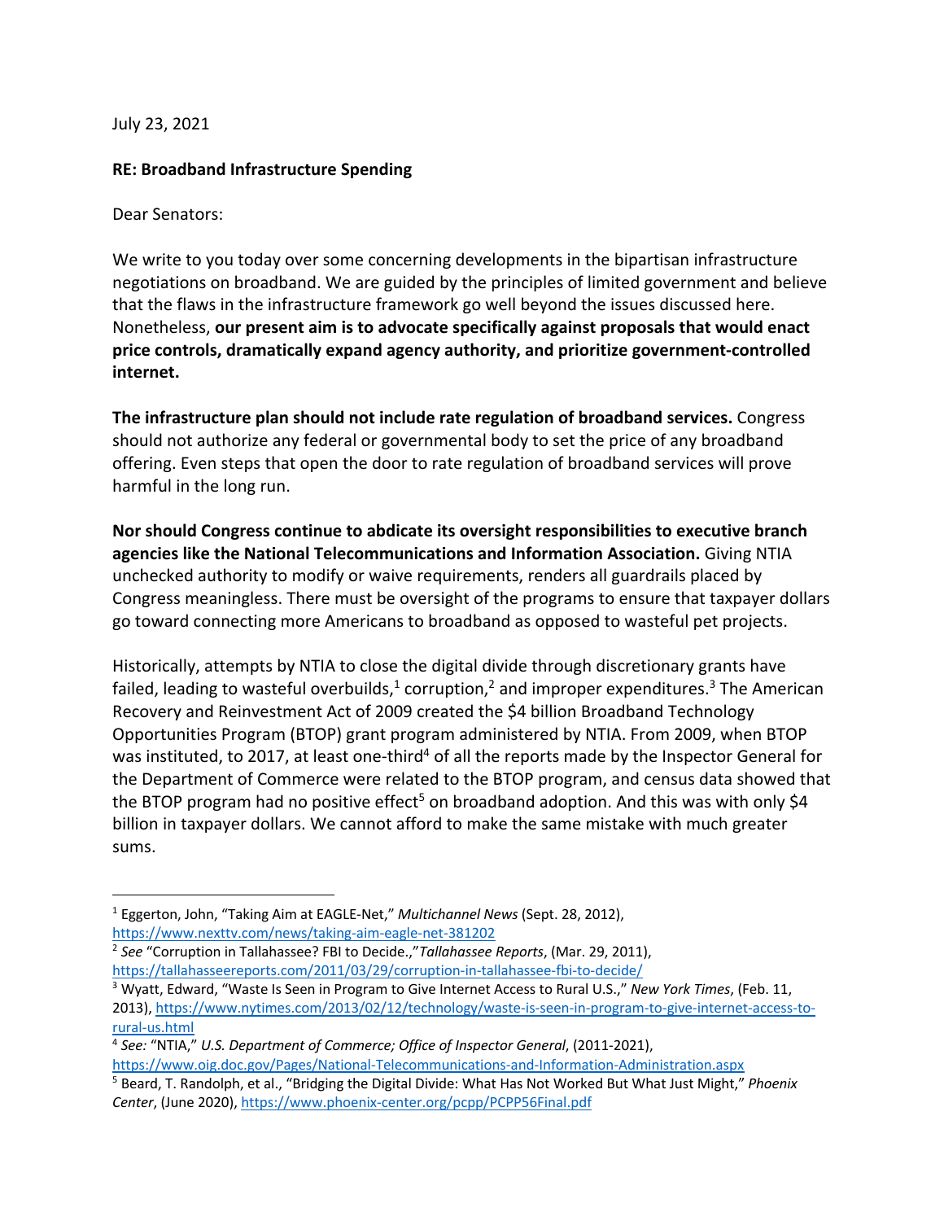July 23, 2021

**RE: Broadband Infrastructure Spending**

Dear Senators:

We write to you today over some concerning developments in the bipartisan infrastructure negotiations on broadband. We are guided by the principles of limited government and believe that the flaws in the infrastructure framework go well beyond the issues discussed here. Nonetheless, **our present aim is to advocate specifically against proposals that would enact price controls, dramatically expand agency authority, and prioritize government-controlled internet.**

**The infrastructure plan should not include rate regulation of broadband services.** Congress should not authorize any federal or governmental body to set the price of any broadband offering. Even steps that open the door to rate regulation of broadband services will prove harmful in the long run.

**Nor should Congress continue to abdicate its oversight responsibilities to executive branch agencies like the National Telecommunications and Information Association.** Giving NTIA unchecked authority to modify or waive requirements, renders all guardrails placed by Congress meaningless. There must be oversight of the programs to ensure that taxpayer dollars go toward connecting more Americans to broadband as opposed to wasteful pet projects.

Historically, attempts by NTIA to close the digital divide through discretionary grants have failed, leading to wasteful overbuilds,[1] corruption,[2] and improper expenditures.[3] The American Recovery and Reinvestment Act of 2009 created the $4 billion Broadband Technology Opportunities Program (BTOP) grant program administered by NTIA. From 2009, when BTOP was instituted, to 2017, at least one-third[4] of all the reports made by the Inspector General for the Department of Commerce were related to the BTOP program, and census data showed that the BTOP program had no positive effect[5] on broadband adoption. And this was with only $4 billion in taxpayer dollars. We cannot afford to make the same mistake with much greater sums.

---

[1] Eggerton, John, "Taking Aim at EAGLE-Net," *Multichannel News* (Sept. 28, 2012), https://www.nexttv.com/news/taking-aim-eagle-net-381202

[2] *See* "Corruption in Tallahassee? FBI to Decide.,"*Tallahassee Reports*, (Mar. 29, 2011), https://tallahasseereports.com/2011/03/29/corruption-in-tallahassee-fbi-to-decide/

[3] Wyatt, Edward, "Waste Is Seen in Program to Give Internet Access to Rural U.S.," *New York Times*, (Feb. 11, 2013), https://www.nytimes.com/2013/02/12/technology/waste-is-seen-in-program-to-give-internet-access-to-rural-us.html

[4] *See:* "NTIA," *U.S. Department of Commerce; Office of Inspector General*, (2011-2021), https://www.oig.doc.gov/Pages/National-Telecommunications-and-Information-Administration.aspx

[5] Beard, T. Randolph, et al., "Bridging the Digital Divide: What Has Not Worked But What Just Might," *Phoenix Center*, (June 2020), https://www.phoenix-center.org/pcpp/PCPP56Final.pdf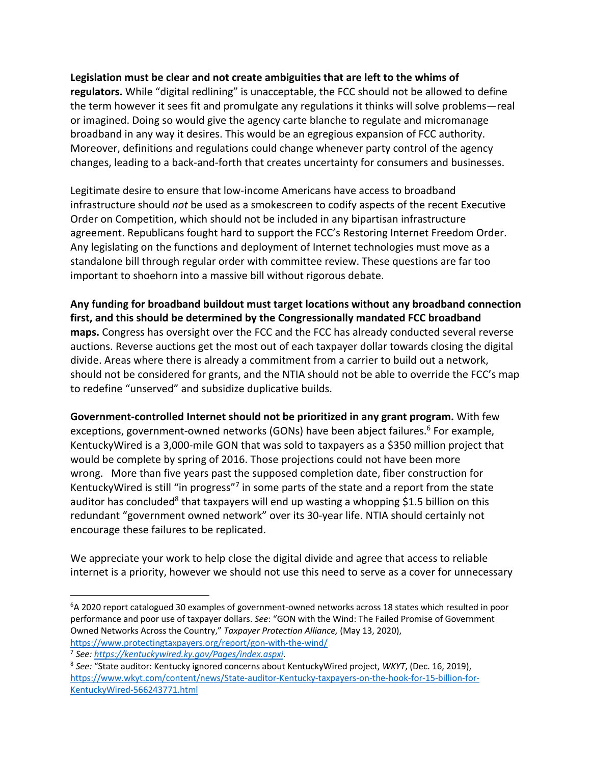**Legislation must be clear and not create ambiguities that are left to the whims of regulators.** While "digital redlining" is unacceptable, the FCC should not be allowed to define the term however it sees fit and promulgate any regulations it thinks will solve problems—real or imagined. Doing so would give the agency carte blanche to regulate and micromanage broadband in any way it desires. This would be an egregious expansion of FCC authority. Moreover, definitions and regulations could change whenever party control of the agency changes, leading to a back-and-forth that creates uncertainty for consumers and businesses.

Legitimate desire to ensure that low-income Americans have access to broadband infrastructure should *not* be used as a smokescreen to codify aspects of the recent Executive Order on Competition, which should not be included in any bipartisan infrastructure agreement. Republicans fought hard to support the FCC's Restoring Internet Freedom Order. Any legislating on the functions and deployment of Internet technologies must move as a standalone bill through regular order with committee review. These questions are far too important to shoehorn into a massive bill without rigorous debate.

**Any funding for broadband buildout must target locations without any broadband connection first, and this should be determined by the Congressionally mandated FCC broadband maps.** Congress has oversight over the FCC and the FCC has already conducted several reverse auctions. Reverse auctions get the most out of each taxpayer dollar towards closing the digital divide. Areas where there is already a commitment from a carrier to build out a network, should not be considered for grants, and the NTIA should not be able to override the FCC's map to redefine "unserved" and subsidize duplicative builds.

**Government-controlled Internet should not be prioritized in any grant program.** With few exceptions, government-owned networks (GONs) have been abject failures.[6] For example, KentuckyWired is a 3,000-mile GON that was sold to taxpayers as a \$350 million project that would be complete by spring of 2016. Those projections could not have been more wrong. More than five years past the supposed completion date, fiber construction for KentuckyWired is still "in progress"[7] in some parts of the state and a report from the state auditor has concluded[8] that taxpayers will end up wasting a whopping \$1.5 billion on this redundant "government owned network" over its 30-year life. NTIA should certainly not encourage these failures to be replicated.

We appreciate your work to help close the digital divide and agree that access to reliable internet is a priority, however we should not use this need to serve as a cover for unnecessary

---

[6] A 2020 report catalogued 30 examples of government-owned networks across 18 states which resulted in poor performance and poor use of taxpayer dollars. *See*: "GON with the Wind: The Failed Promise of Government Owned Networks Across the Country," *Taxpayer Protection Alliance,* (May 13, 2020), https://www.protectingtaxpayers.org/report/gon-with-the-wind/

[7] *See: https://kentuckywired.ky.gov/Pages/index.aspxi*.

[8] *See:* "State auditor: Kentucky ignored concerns about KentuckyWired project, *WKYT*, (Dec. 16, 2019), https://www.wkyt.com/content/news/State-auditor-Kentucky-taxpayers-on-the-hook-for-15-billion-for-KentuckyWired-566243771.html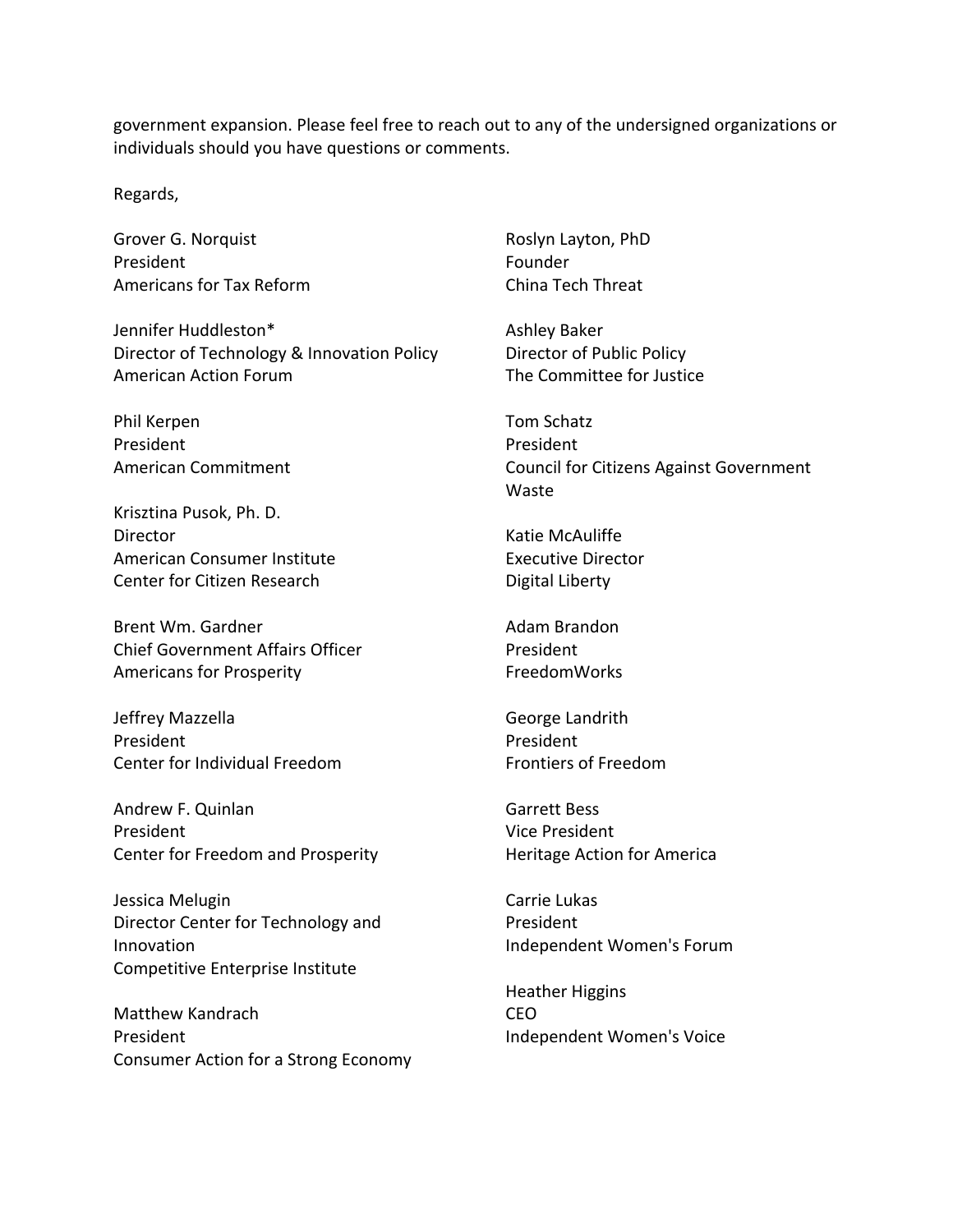government expansion. Please feel free to reach out to any of the undersigned organizations or individuals should you have questions or comments.

Regards,

Grover G. Norquist
President
Americans for Tax Reform

Jennifer Huddleston*
Director of Technology & Innovation Policy
American Action Forum

Phil Kerpen
President
American Commitment

Krisztina Pusok, Ph. D.
Director
American Consumer Institute
Center for Citizen Research

Brent Wm. Gardner
Chief Government Affairs Officer
Americans for Prosperity

Jeffrey Mazzella
President
Center for Individual Freedom

Andrew F. Quinlan
President
Center for Freedom and Prosperity

Jessica Melugin
Director Center for Technology and Innovation
Competitive Enterprise Institute

Matthew Kandrach
President
Consumer Action for a Strong Economy

Roslyn Layton, PhD
Founder
China Tech Threat

Ashley Baker
Director of Public Policy
The Committee for Justice

Tom Schatz
President
Council for Citizens Against Government Waste

Katie McAuliffe
Executive Director
Digital Liberty

Adam Brandon
President
FreedomWorks

George Landrith
President
Frontiers of Freedom

Garrett Bess
Vice President
Heritage Action for America

Carrie Lukas
President
Independent Women's Forum

Heather Higgins
CEO
Independent Women's Voice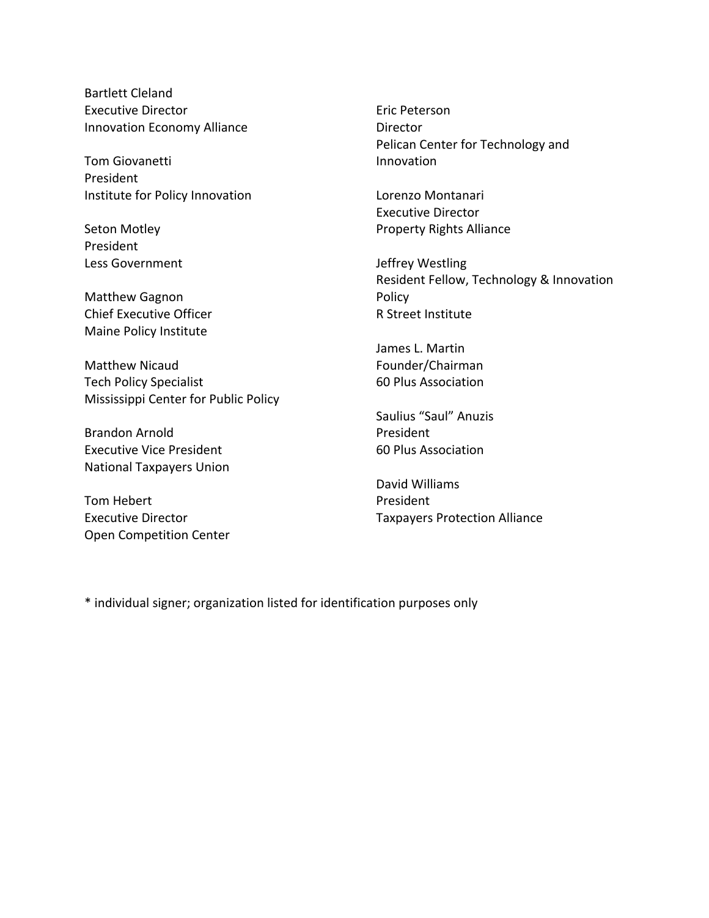Bartlett Cleland
Executive Director
Innovation Economy Alliance

Tom Giovanetti
President
Institute for Policy Innovation

Seton Motley
President
Less Government

Matthew Gagnon
Chief Executive Officer
Maine Policy Institute

Matthew Nicaud
Tech Policy Specialist
Mississippi Center for Public Policy

Brandon Arnold
Executive Vice President
National Taxpayers Union

Tom Hebert
Executive Director
Open Competition Center

Eric Peterson
Director
Pelican Center for Technology and Innovation

Lorenzo Montanari
Executive Director
Property Rights Alliance

Jeffrey Westling
Resident Fellow, Technology & Innovation Policy
R Street Institute

James L. Martin
Founder/Chairman
60 Plus Association

Saulius "Saul" Anuzis
President
60 Plus Association

David Williams
President
Taxpayers Protection Alliance

* individual signer; organization listed for identification purposes only